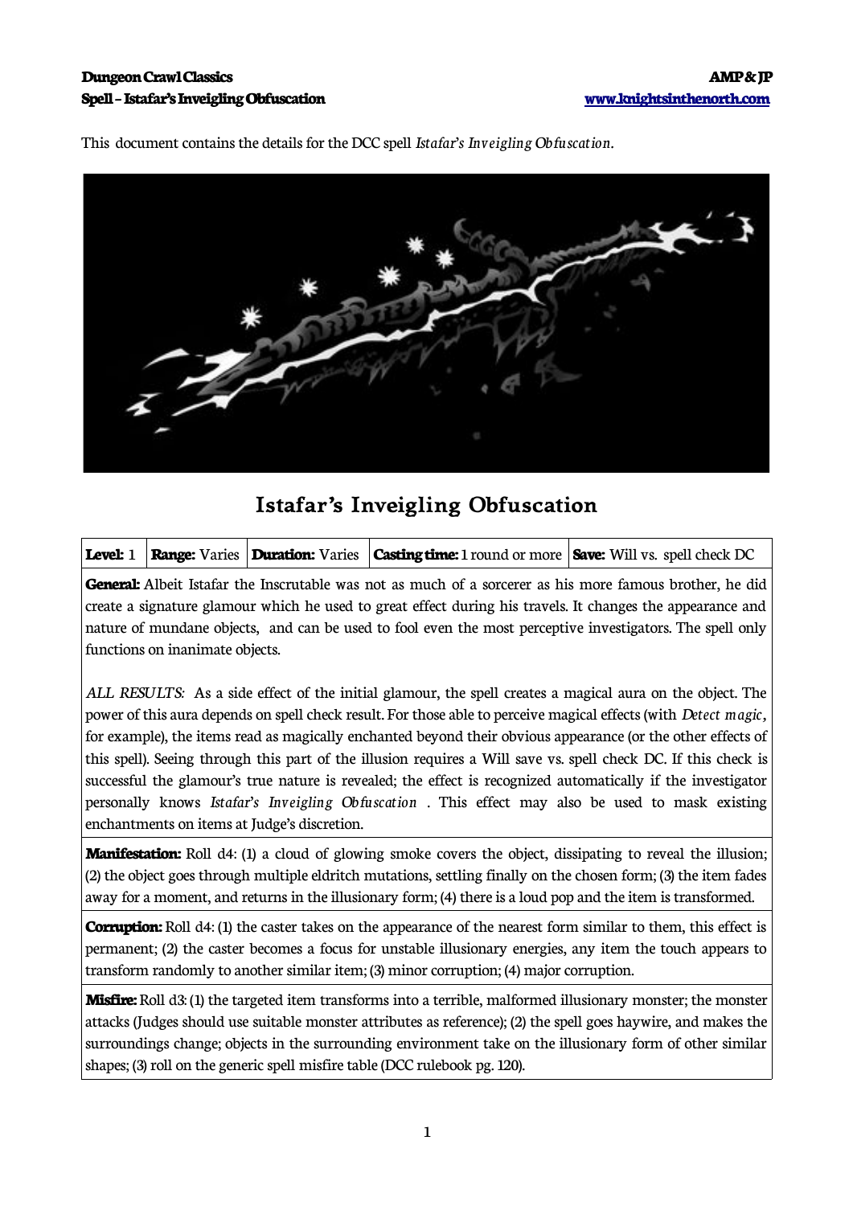This document contains the details for the DCC spell *Istafar's Inveigling Obfuscation*.

# Istafar's Inveigling Obfuscation

| **Level:** 1 | **Range:** Varies | **Duration:** Varies | **Casting time:** 1 round or more | **Save:** Will vs. spell check DC |
|---|---|---|---|---|

**General:** Albeit Istafar the Inscrutable was not as much of a sorcerer as his more famous brother, he did create a signature glamour which he used to great effect during his travels. It changes the appearance and nature of mundane objects, and can be used to fool even the most perceptive investigators. The spell only functions on inanimate objects.

*ALL RESULTS:* As a side effect of the initial glamour, the spell creates a magical aura on the object. The power of this aura depends on spell check result. For those able to perceive magical effects (with *Detect magic*, for example), the items read as magically enchanted beyond their obvious appearance (or the other effects of this spell). Seeing through this part of the illusion requires a Will save vs. spell check DC. If this check is successful the glamour's true nature is revealed; the effect is recognized automatically if the investigator personally knows *Istafar's Inveigling Obfuscation* . This effect may also be used to mask existing enchantments on items at Judge's discretion.

**Manifestation:** Roll d4: (1) a cloud of glowing smoke covers the object, dissipating to reveal the illusion; (2) the object goes through multiple eldritch mutations, settling finally on the chosen form; (3) the item fades away for a moment, and returns in the illusionary form; (4) there is a loud pop and the item is transformed.

**Corruption:** Roll d4: (1) the caster takes on the appearance of the nearest form similar to them, this effect is permanent; (2) the caster becomes a focus for unstable illusionary energies, any item the touch appears to transform randomly to another similar item; (3) minor corruption; (4) major corruption.

**Misfire:** Roll d3: (1) the targeted item transforms into a terrible, malformed illusionary monster; the monster attacks (Judges should use suitable monster attributes as reference); (2) the spell goes haywire, and makes the surroundings change; objects in the surrounding environment take on the illusionary form of other similar shapes; (3) roll on the generic spell misfire table (DCC rulebook pg. 120).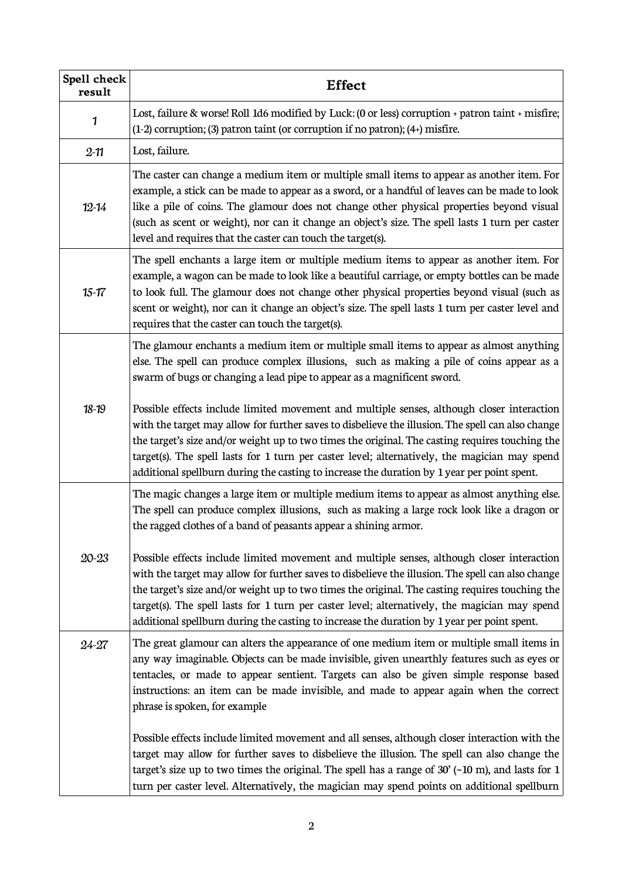| Spell check result | Effect |
|---|---|
| 1 | Lost, failure & worse! Roll 1d6 modified by Luck: (0 or less) corruption + patron taint + misfire; (1-2) corruption; (3) patron taint (or corruption if no patron); (4+) misfire. |
| 2-11 | Lost, failure. |
| 12-14 | The caster can change a medium item or multiple small items to appear as another item. For example, a stick can be made to appear as a sword, or a handful of leaves can be made to look like a pile of coins. The glamour does not change other physical properties beyond visual (such as scent or weight), nor can it change an object's size. The spell lasts 1 turn per caster level and requires that the caster can touch the target(s). |
| 15-17 | The spell enchants a large item or multiple medium items to appear as another item. For example, a wagon can be made to look like a beautiful carriage, or empty bottles can be made to look full. The glamour does not change other physical properties beyond visual (such as scent or weight), nor can it change an object's size. The spell lasts 1 turn per caster level and requires that the caster can touch the target(s). |
| 18-19 | The glamour enchants a medium item or multiple small items to appear as almost anything else. The spell can produce complex illusions, such as making a pile of coins appear as a swarm of bugs or changing a lead pipe to appear as a magnificent sword.<br><br>Possible effects include limited movement and multiple senses, although closer interaction with the target may allow for further saves to disbelieve the illusion. The spell can also change the target's size and/or weight up to two times the original. The casting requires touching the target(s). The spell lasts for 1 turn per caster level; alternatively, the magician may spend additional spellburn during the casting to increase the duration by 1 year per point spent. |
| 20-23 | The magic changes a large item or multiple medium items to appear as almost anything else. The spell can produce complex illusions, such as making a large rock look like a dragon or the ragged clothes of a band of peasants appear a shining armor.<br><br>Possible effects include limited movement and multiple senses, although closer interaction with the target may allow for further saves to disbelieve the illusion. The spell can also change the target's size and/or weight up to two times the original. The casting requires touching the target(s). The spell lasts for 1 turn per caster level; alternatively, the magician may spend additional spellburn during the casting to increase the duration by 1 year per point spent. |
| 24-27 | The great glamour can alters the appearance of one medium item or multiple small items in any way imaginable. Objects can be made invisible, given unearthly features such as eyes or tentacles, or made to appear sentient. Targets can also be given simple response based instructions: an item can be made invisible, and made to appear again when the correct phrase is spoken, for example<br><br>Possible effects include limited movement and all senses, although closer interaction with the target may allow for further saves to disbelieve the illusion. The spell can also change the target's size up to two times the original. The spell has a range of 30' (~10 m), and lasts for 1 turn per caster level. Alternatively, the magician may spend points on additional spellburn |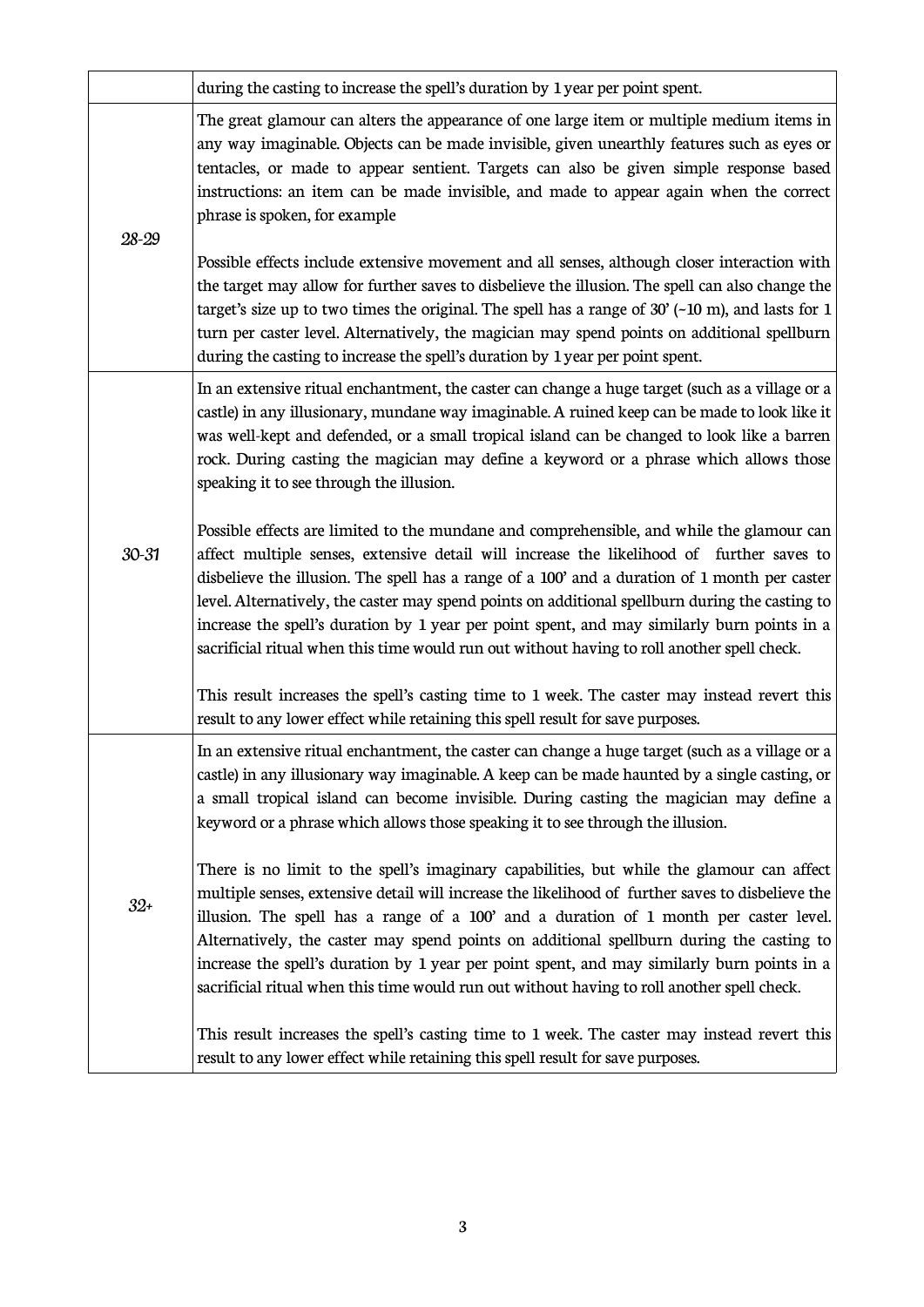| | |
|---|---|
| | during the casting to increase the spell's duration by 1 year per point spent. |
| *28-29* | The great glamour can alters the appearance of one large item or multiple medium items in any way imaginable. Objects can be made invisible, given unearthly features such as eyes or tentacles, or made to appear sentient. Targets can also be given simple response based instructions: an item can be made invisible, and made to appear again when the correct phrase is spoken, for example<br><br>Possible effects include extensive movement and all senses, although closer interaction with the target may allow for further saves to disbelieve the illusion. The spell can also change the target's size up to two times the original. The spell has a range of 30' (~10 m), and lasts for 1 turn per caster level. Alternatively, the magician may spend points on additional spellburn during the casting to increase the spell's duration by 1 year per point spent. |
| *30-31* | In an extensive ritual enchantment, the caster can change a huge target (such as a village or a castle) in any illusionary, mundane way imaginable. A ruined keep can be made to look like it was well-kept and defended, or a small tropical island can be changed to look like a barren rock. During casting the magician may define a keyword or a phrase which allows those speaking it to see through the illusion.<br><br>Possible effects are limited to the mundane and comprehensible, and while the glamour can affect multiple senses, extensive detail will increase the likelihood of further saves to disbelieve the illusion. The spell has a range of a 100' and a duration of 1 month per caster level. Alternatively, the caster may spend points on additional spellburn during the casting to increase the spell's duration by 1 year per point spent, and may similarly burn points in a sacrificial ritual when this time would run out without having to roll another spell check.<br><br>This result increases the spell's casting time to 1 week. The caster may instead revert this result to any lower effect while retaining this spell result for save purposes. |
| *32+* | In an extensive ritual enchantment, the caster can change a huge target (such as a village or a castle) in any illusionary way imaginable. A keep can be made haunted by a single casting, or a small tropical island can become invisible. During casting the magician may define a keyword or a phrase which allows those speaking it to see through the illusion.<br><br>There is no limit to the spell's imaginary capabilities, but while the glamour can affect multiple senses, extensive detail will increase the likelihood of further saves to disbelieve the illusion. The spell has a range of a 100' and a duration of 1 month per caster level. Alternatively, the caster may spend points on additional spellburn during the casting to increase the spell's duration by 1 year per point spent, and may similarly burn points in a sacrificial ritual when this time would run out without having to roll another spell check.<br><br>This result increases the spell's casting time to 1 week. The caster may instead revert this result to any lower effect while retaining this spell result for save purposes. |